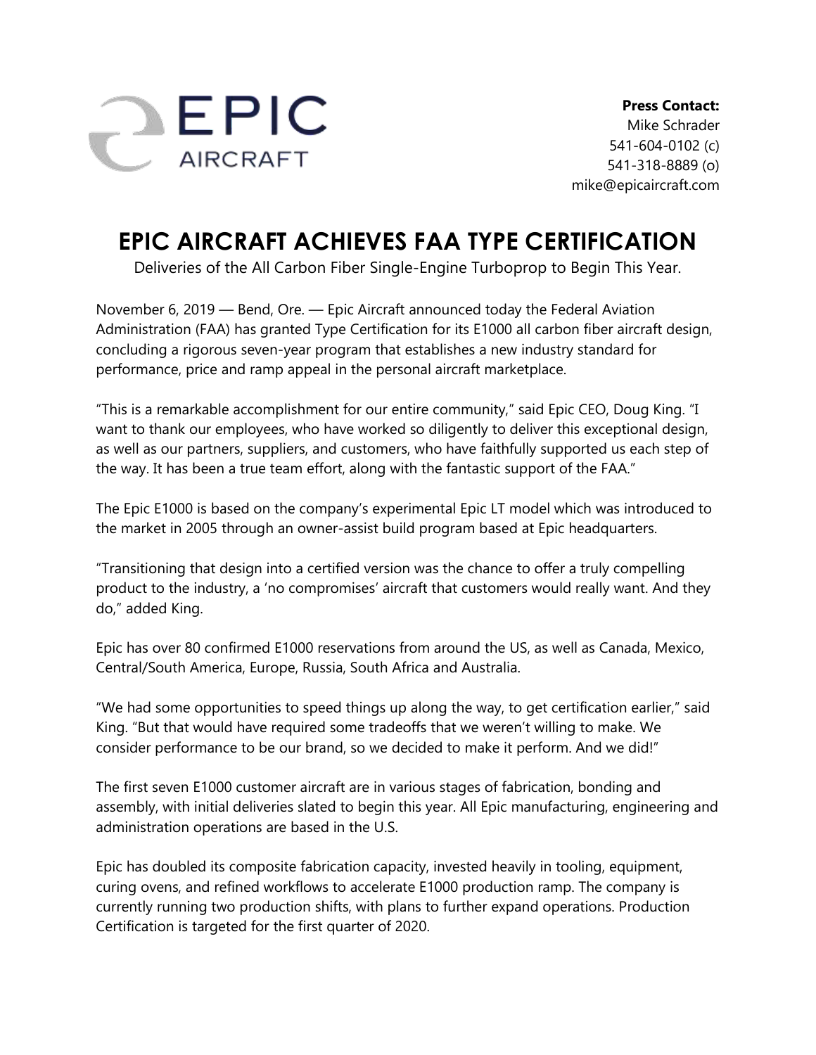EPIC AIRCRAFT

**Press Contact:**
Mike Schrader
541-604-0102 (c)
541-318-8889 (o)
mike@epicaircraft.com

# EPIC AIRCRAFT ACHIEVES FAA TYPE CERTIFICATION

Deliveries of the All Carbon Fiber Single-Engine Turboprop to Begin This Year.

November 6, 2019 — Bend, Ore. — Epic Aircraft announced today the Federal Aviation Administration (FAA) has granted Type Certification for its E1000 all carbon fiber aircraft design, concluding a rigorous seven-year program that establishes a new industry standard for performance, price and ramp appeal in the personal aircraft marketplace.

"This is a remarkable accomplishment for our entire community," said Epic CEO, Doug King. "I want to thank our employees, who have worked so diligently to deliver this exceptional design, as well as our partners, suppliers, and customers, who have faithfully supported us each step of the way. It has been a true team effort, along with the fantastic support of the FAA."

The Epic E1000 is based on the company's experimental Epic LT model which was introduced to the market in 2005 through an owner-assist build program based at Epic headquarters.

"Transitioning that design into a certified version was the chance to offer a truly compelling product to the industry, a 'no compromises' aircraft that customers would really want. And they do," added King.

Epic has over 80 confirmed E1000 reservations from around the US, as well as Canada, Mexico, Central/South America, Europe, Russia, South Africa and Australia.

"We had some opportunities to speed things up along the way, to get certification earlier," said King. "But that would have required some tradeoffs that we weren't willing to make. We consider performance to be our brand, so we decided to make it perform. And we did!"

The first seven E1000 customer aircraft are in various stages of fabrication, bonding and assembly, with initial deliveries slated to begin this year. All Epic manufacturing, engineering and administration operations are based in the U.S.

Epic has doubled its composite fabrication capacity, invested heavily in tooling, equipment, curing ovens, and refined workflows to accelerate E1000 production ramp. The company is currently running two production shifts, with plans to further expand operations. Production Certification is targeted for the first quarter of 2020.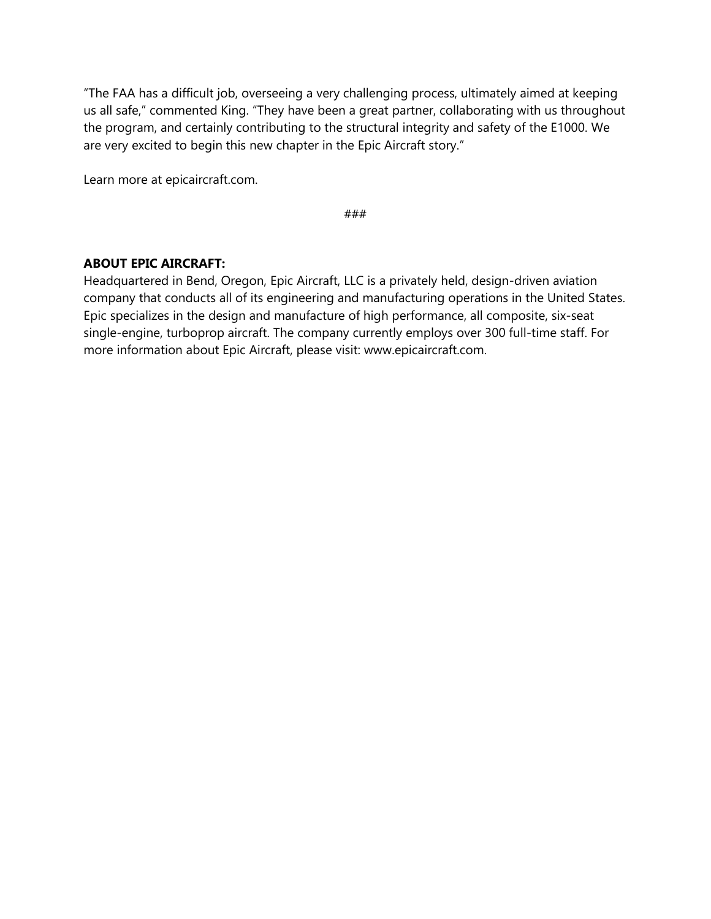"The FAA has a difficult job, overseeing a very challenging process, ultimately aimed at keeping us all safe," commented King. "They have been a great partner, collaborating with us throughout the program, and certainly contributing to the structural integrity and safety of the E1000. We are very excited to begin this new chapter in the Epic Aircraft story."

Learn more at epicaircraft.com.

###

**ABOUT EPIC AIRCRAFT:**
Headquartered in Bend, Oregon, Epic Aircraft, LLC is a privately held, design-driven aviation company that conducts all of its engineering and manufacturing operations in the United States. Epic specializes in the design and manufacture of high performance, all composite, six-seat single-engine, turboprop aircraft. The company currently employs over 300 full-time staff. For more information about Epic Aircraft, please visit: www.epicaircraft.com.